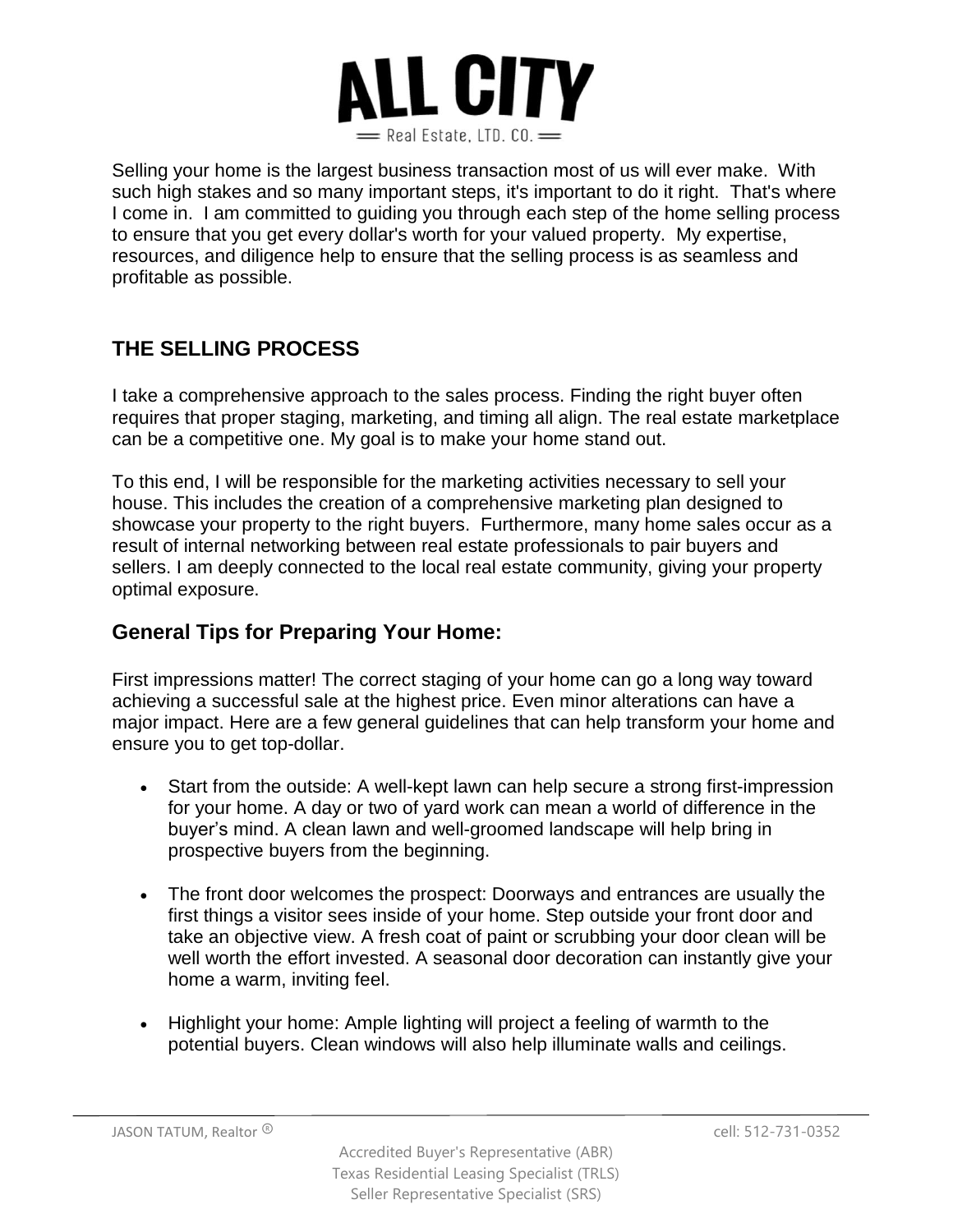# ALL CITY

Real Estate, LTD. CO.

Selling your home is the largest business transaction most of us will ever make. With such high stakes and so many important steps, it's important to do it right. That's where I come in. I am committed to guiding you through each step of the home selling process to ensure that you get every dollar's worth for your valued property. My expertise, resources, and diligence help to ensure that the selling process is as seamless and profitable as possible.

## THE SELLING PROCESS

I take a comprehensive approach to the sales process. Finding the right buyer often requires that proper staging, marketing, and timing all align. The real estate marketplace can be a competitive one. My goal is to make your home stand out.

To this end, I will be responsible for the marketing activities necessary to sell your house. This includes the creation of a comprehensive marketing plan designed to showcase your property to the right buyers. Furthermore, many home sales occur as a result of internal networking between real estate professionals to pair buyers and sellers. I am deeply connected to the local real estate community, giving your property optimal exposure.

### General Tips for Preparing Your Home:

First impressions matter! The correct staging of your home can go a long way toward achieving a successful sale at the highest price. Even minor alterations can have a major impact. Here are a few general guidelines that can help transform your home and ensure you to get top-dollar.

- Start from the outside: A well-kept lawn can help secure a strong first-impression for your home. A day or two of yard work can mean a world of difference in the buyer's mind. A clean lawn and well-groomed landscape will help bring in prospective buyers from the beginning.

- The front door welcomes the prospect: Doorways and entrances are usually the first things a visitor sees inside of your home. Step outside your front door and take an objective view. A fresh coat of paint or scrubbing your door clean will be well worth the effort invested. A seasonal door decoration can instantly give your home a warm, inviting feel.

- Highlight your home: Ample lighting will project a feeling of warmth to the potential buyers. Clean windows will also help illuminate walls and ceilings.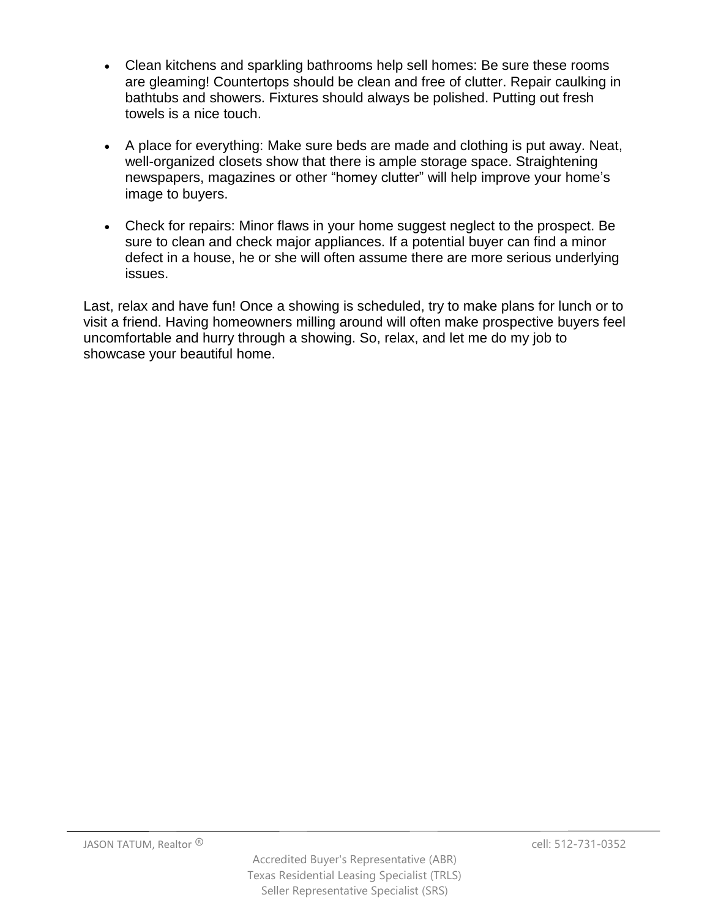- Clean kitchens and sparkling bathrooms help sell homes: Be sure these rooms are gleaming! Countertops should be clean and free of clutter. Repair caulking in bathtubs and showers. Fixtures should always be polished. Putting out fresh towels is a nice touch.

- A place for everything: Make sure beds are made and clothing is put away. Neat, well-organized closets show that there is ample storage space. Straightening newspapers, magazines or other "homey clutter" will help improve your home's image to buyers.

- Check for repairs: Minor flaws in your home suggest neglect to the prospect. Be sure to clean and check major appliances. If a potential buyer can find a minor defect in a house, he or she will often assume there are more serious underlying issues.

Last, relax and have fun! Once a showing is scheduled, try to make plans for lunch or to visit a friend. Having homeowners milling around will often make prospective buyers feel uncomfortable and hurry through a showing. So, relax, and let me do my job to showcase your beautiful home.